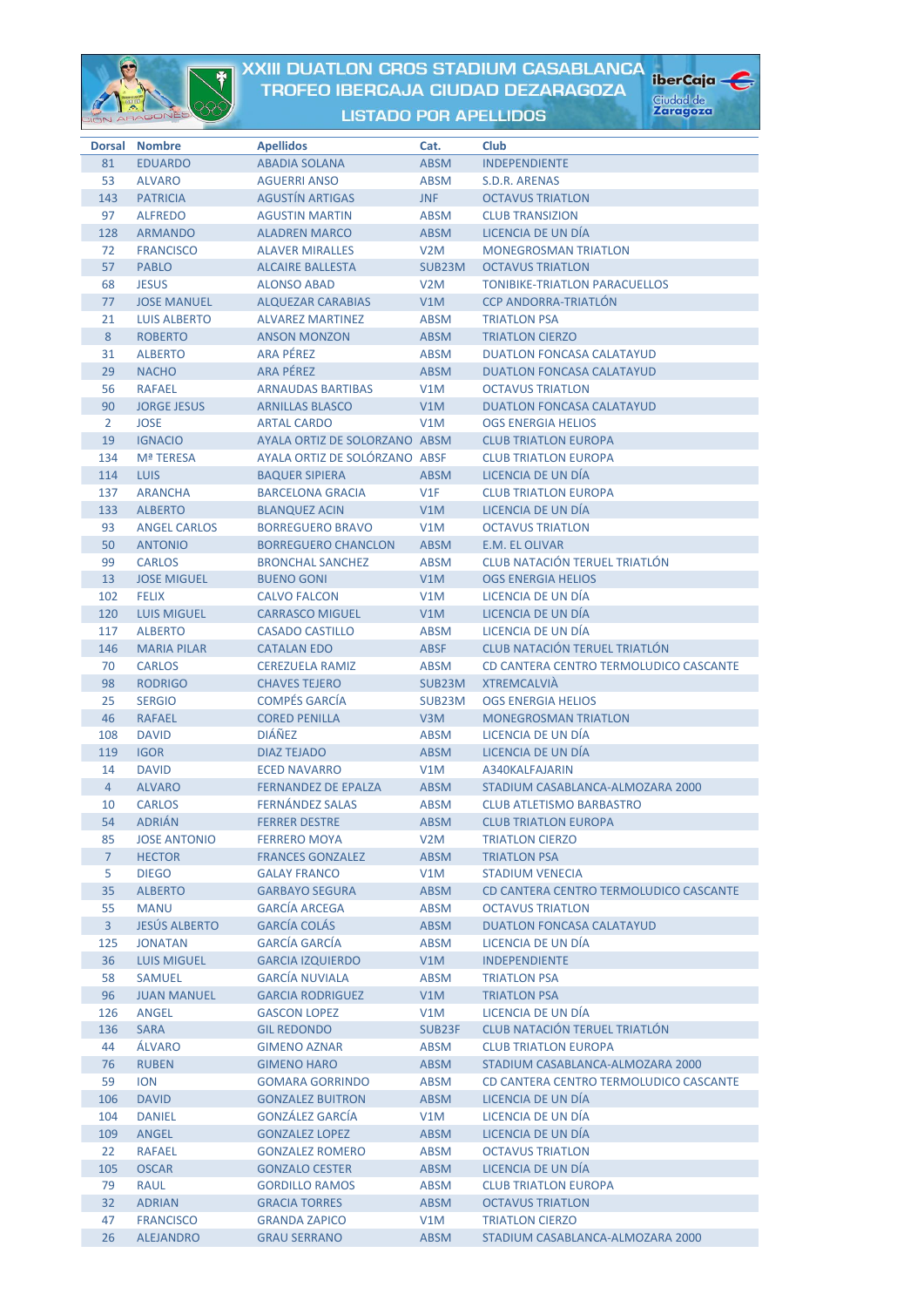# XXIII DUATLON CROS STADIUM CASABLANCA
## TROFEO IBERCAJA CIUDAD DEZARAGOZA
### LISTADO POR APELLIDOS

| Dorsal | Nombre | Apellidos | Cat. | Club |
|---|---|---|---|---|
| 81 | EDUARDO | ABADIA SOLANA | ABSM | INDEPENDIENTE |
| 53 | ALVARO | AGUERRI ANSO | ABSM | S.D.R. ARENAS |
| 143 | PATRICIA | AGUSTÍN ARTIGAS | JNF | OCTAVUS TRIATLON |
| 97 | ALFREDO | AGUSTIN MARTIN | ABSM | CLUB TRANSIZION |
| 128 | ARMANDO | ALADREN MARCO | ABSM | LICENCIA DE UN DÍA |
| 72 | FRANCISCO | ALAVER MIRALLES | V2M | MONEGROSMAN TRIATLON |
| 57 | PABLO | ALCAIRE BALLESTA | SUB23M | OCTAVUS TRIATLON |
| 68 | JESUS | ALONSO ABAD | V2M | TONIBIKE-TRIATLON PARACUELLOS |
| 77 | JOSE MANUEL | ALQUEZAR CARABIAS | V1M | CCP ANDORRA-TRIATLÓN |
| 21 | LUIS ALBERTO | ALVAREZ MARTINEZ | ABSM | TRIATLON PSA |
| 8 | ROBERTO | ANSON MONZON | ABSM | TRIATLON CIERZO |
| 31 | ALBERTO | ARA PÉREZ | ABSM | DUATLON FONCASA CALATAYUD |
| 29 | NACHO | ARA PÉREZ | ABSM | DUATLON FONCASA CALATAYUD |
| 56 | RAFAEL | ARNAUDAS BARTIBAS | V1M | OCTAVUS TRIATLON |
| 90 | JORGE JESUS | ARNILLAS BLASCO | V1M | DUATLON FONCASA CALATAYUD |
| 2 | JOSE | ARTAL CARDO | V1M | OGS ENERGIA HELIOS |
| 19 | IGNACIO | AYALA ORTIZ DE SOLORZANO | ABSM | CLUB TRIATLON EUROPA |
| 134 | Mª TERESA | AYALA ORTIZ DE SOLÓRZANO | ABSF | CLUB TRIATLON EUROPA |
| 114 | LUIS | BAQUER SIPIERA | ABSM | LICENCIA DE UN DÍA |
| 137 | ARANCHA | BARCELONA GRACIA | V1F | CLUB TRIATLON EUROPA |
| 133 | ALBERTO | BLANQUEZ ACIN | V1M | LICENCIA DE UN DÍA |
| 93 | ANGEL CARLOS | BORREGUERO BRAVO | V1M | OCTAVUS TRIATLON |
| 50 | ANTONIO | BORREGUERO CHANCLON | ABSM | E.M. EL OLIVAR |
| 99 | CARLOS | BRONCHAL SANCHEZ | ABSM | CLUB NATACIÓN TERUEL TRIATLÓN |
| 13 | JOSE MIGUEL | BUENO GONI | V1M | OGS ENERGIA HELIOS |
| 102 | FELIX | CALVO FALCON | V1M | LICENCIA DE UN DÍA |
| 120 | LUIS MIGUEL | CARRASCO MIGUEL | V1M | LICENCIA DE UN DÍA |
| 117 | ALBERTO | CASADO CASTILLO | ABSM | LICENCIA DE UN DÍA |
| 146 | MARIA PILAR | CATALAN EDO | ABSF | CLUB NATACIÓN TERUEL TRIATLÓN |
| 70 | CARLOS | CEREZUELA RAMIZ | ABSM | CD CANTERA CENTRO TERMOLUDICO CASCANTE |
| 98 | RODRIGO | CHAVES TEJERO | SUB23M | XTREMCALVIÀ |
| 25 | SERGIO | COMPÉS GARCÍA | SUB23M | OGS ENERGIA HELIOS |
| 46 | RAFAEL | CORED PENILLA | V3M | MONEGROSMAN TRIATLON |
| 108 | DAVID | DIÁÑEZ | ABSM | LICENCIA DE UN DÍA |
| 119 | IGOR | DIAZ TEJADO | ABSM | LICENCIA DE UN DÍA |
| 14 | DAVID | ECED NAVARRO | V1M | A340KALFAJARIN |
| 4 | ALVARO | FERNANDEZ DE EPALZA | ABSM | STADIUM CASABLANCA-ALMOZARA 2000 |
| 10 | CARLOS | FERNÁNDEZ SALAS | ABSM | CLUB ATLETISMO BARBASTRO |
| 54 | ADRIÁN | FERRER DESTRE | ABSM | CLUB TRIATLON EUROPA |
| 85 | JOSE ANTONIO | FERRERO MOYA | V2M | TRIATLON CIERZO |
| 7 | HECTOR | FRANCES GONZALEZ | ABSM | TRIATLON PSA |
| 5 | DIEGO | GALAY FRANCO | V1M | STADIUM VENECIA |
| 35 | ALBERTO | GARBAYO SEGURA | ABSM | CD CANTERA CENTRO TERMOLUDICO CASCANTE |
| 55 | MANU | GARCÍA ARCEGA | ABSM | OCTAVUS TRIATLON |
| 3 | JESÚS ALBERTO | GARCÍA COLÁS | ABSM | DUATLON FONCASA CALATAYUD |
| 125 | JONATAN | GARCÍA GARCÍA | ABSM | LICENCIA DE UN DÍA |
| 36 | LUIS MIGUEL | GARCIA IZQUIERDO | V1M | INDEPENDIENTE |
| 58 | SAMUEL | GARCÍA NUVIALA | ABSM | TRIATLON PSA |
| 96 | JUAN MANUEL | GARCIA RODRIGUEZ | V1M | TRIATLON PSA |
| 126 | ANGEL | GASCON LOPEZ | V1M | LICENCIA DE UN DÍA |
| 136 | SARA | GIL REDONDO | SUB23F | CLUB NATACIÓN TERUEL TRIATLÓN |
| 44 | ÁLVARO | GIMENO AZNAR | ABSM | CLUB TRIATLON EUROPA |
| 76 | RUBEN | GIMENO HARO | ABSM | STADIUM CASABLANCA-ALMOZARA 2000 |
| 59 | ION | GOMARA GORRINDO | ABSM | CD CANTERA CENTRO TERMOLUDICO CASCANTE |
| 106 | DAVID | GONZALEZ BUITRON | ABSM | LICENCIA DE UN DÍA |
| 104 | DANIEL | GONZÁLEZ GARCÍA | V1M | LICENCIA DE UN DÍA |
| 109 | ANGEL | GONZALEZ LOPEZ | ABSM | LICENCIA DE UN DÍA |
| 22 | RAFAEL | GONZALEZ ROMERO | ABSM | OCTAVUS TRIATLON |
| 105 | OSCAR | GONZALO CESTER | ABSM | LICENCIA DE UN DÍA |
| 79 | RAUL | GORDILLO RAMOS | ABSM | CLUB TRIATLON EUROPA |
| 32 | ADRIAN | GRACIA TORRES | ABSM | OCTAVUS TRIATLON |
| 47 | FRANCISCO | GRANDA ZAPICO | V1M | TRIATLON CIERZO |
| 26 | ALEJANDRO | GRAU SERRANO | ABSM | STADIUM CASABLANCA-ALMOZARA 2000 |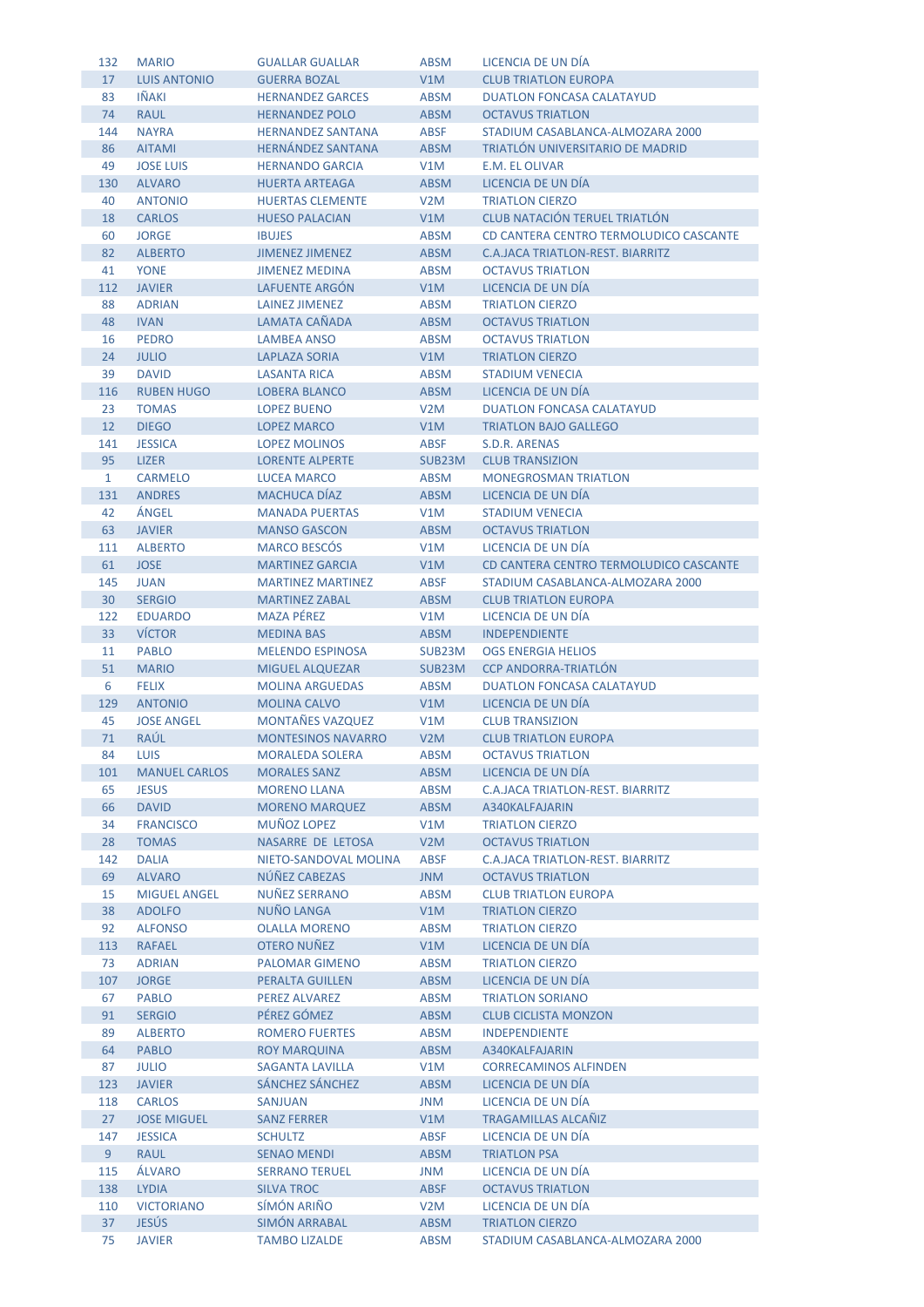| | | | | |
|---|---|---|---|---|
| 132 | MARIO | GUALLAR GUALLAR | ABSM | LICENCIA DE UN DÍA |
| 17 | LUIS ANTONIO | GUERRA BOZAL | V1M | CLUB TRIATLON EUROPA |
| 83 | IÑAKI | HERNANDEZ GARCES | ABSM | DUATLON FONCASA CALATAYUD |
| 74 | RAUL | HERNANDEZ POLO | ABSM | OCTAVUS TRIATLON |
| 144 | NAYRA | HERNANDEZ SANTANA | ABSF | STADIUM CASABLANCA-ALMOZARA 2000 |
| 86 | AITAMI | HERNÁNDEZ SANTANA | ABSM | TRIATLÓN UNIVERSITARIO DE MADRID |
| 49 | JOSE LUIS | HERNANDO GARCIA | V1M | E.M. EL OLIVAR |
| 130 | ALVARO | HUERTA ARTEAGA | ABSM | LICENCIA DE UN DÍA |
| 40 | ANTONIO | HUERTAS CLEMENTE | V2M | TRIATLON CIERZO |
| 18 | CARLOS | HUESO PALACIAN | V1M | CLUB NATACIÓN TERUEL TRIATLÓN |
| 60 | JORGE | IBUJES | ABSM | CD CANTERA CENTRO TERMOLUDICO CASCANTE |
| 82 | ALBERTO | JIMENEZ JIMENEZ | ABSM | C.A.JACA TRIATLON-REST. BIARRITZ |
| 41 | YONE | JIMENEZ MEDINA | ABSM | OCTAVUS TRIATLON |
| 112 | JAVIER | LAFUENTE ARGÓN | V1M | LICENCIA DE UN DÍA |
| 88 | ADRIAN | LAINEZ JIMENEZ | ABSM | TRIATLON CIERZO |
| 48 | IVAN | LAMATA CAÑADA | ABSM | OCTAVUS TRIATLON |
| 16 | PEDRO | LAMBEA ANSO | ABSM | OCTAVUS TRIATLON |
| 24 | JULIO | LAPLAZA SORIA | V1M | TRIATLON CIERZO |
| 39 | DAVID | LASANTA RICA | ABSM | STADIUM VENECIA |
| 116 | RUBEN HUGO | LOBERA BLANCO | ABSM | LICENCIA DE UN DÍA |
| 23 | TOMAS | LOPEZ BUENO | V2M | DUATLON FONCASA CALATAYUD |
| 12 | DIEGO | LOPEZ MARCO | V1M | TRIATLON BAJO GALLEGO |
| 141 | JESSICA | LOPEZ MOLINOS | ABSF | S.D.R. ARENAS |
| 95 | LIZER | LORENTE ALPERTE | SUB23M | CLUB TRANSIZION |
| 1 | CARMELO | LUCEA MARCO | ABSM | MONEGROSMAN TRIATLON |
| 131 | ANDRES | MACHUCA DÍAZ | ABSM | LICENCIA DE UN DÍA |
| 42 | ÁNGEL | MANADA PUERTAS | V1M | STADIUM VENECIA |
| 63 | JAVIER | MANSO GASCON | ABSM | OCTAVUS TRIATLON |
| 111 | ALBERTO | MARCO BESCÓS | V1M | LICENCIA DE UN DÍA |
| 61 | JOSE | MARTINEZ GARCIA | V1M | CD CANTERA CENTRO TERMOLUDICO CASCANTE |
| 145 | JUAN | MARTINEZ MARTINEZ | ABSF | STADIUM CASABLANCA-ALMOZARA 2000 |
| 30 | SERGIO | MARTINEZ ZABAL | ABSM | CLUB TRIATLON EUROPA |
| 122 | EDUARDO | MAZA PÉREZ | V1M | LICENCIA DE UN DÍA |
| 33 | VÍCTOR | MEDINA BAS | ABSM | INDEPENDIENTE |
| 11 | PABLO | MELENDO ESPINOSA | SUB23M | OGS ENERGIA HELIOS |
| 51 | MARIO | MIGUEL ALQUEZAR | SUB23M | CCP ANDORRA-TRIATLÓN |
| 6 | FELIX | MOLINA ARGUEDAS | ABSM | DUATLON FONCASA CALATAYUD |
| 129 | ANTONIO | MOLINA CALVO | V1M | LICENCIA DE UN DÍA |
| 45 | JOSE ANGEL | MONTAÑES VAZQUEZ | V1M | CLUB TRANSIZION |
| 71 | RAÚL | MONTESINOS NAVARRO | V2M | CLUB TRIATLON EUROPA |
| 84 | LUIS | MORALEDA SOLERA | ABSM | OCTAVUS TRIATLON |
| 101 | MANUEL CARLOS | MORALES SANZ | ABSM | LICENCIA DE UN DÍA |
| 65 | JESUS | MORENO LLANA | ABSM | C.A.JACA TRIATLON-REST. BIARRITZ |
| 66 | DAVID | MORENO MARQUEZ | ABSM | A340KALFAJARIN |
| 34 | FRANCISCO | MUÑOZ LOPEZ | V1M | TRIATLON CIERZO |
| 28 | TOMAS | NASARRE DE LETOSA | V2M | OCTAVUS TRIATLON |
| 142 | DALIA | NIETO-SANDOVAL MOLINA | ABSF | C.A.JACA TRIATLON-REST. BIARRITZ |
| 69 | ALVARO | NÚÑEZ CABEZAS | JNM | OCTAVUS TRIATLON |
| 15 | MIGUEL ANGEL | NUÑEZ SERRANO | ABSM | CLUB TRIATLON EUROPA |
| 38 | ADOLFO | NUÑO LANGA | V1M | TRIATLON CIERZO |
| 92 | ALFONSO | OLALLA MORENO | ABSM | TRIATLON CIERZO |
| 113 | RAFAEL | OTERO NUÑEZ | V1M | LICENCIA DE UN DÍA |
| 73 | ADRIAN | PALOMAR GIMENO | ABSM | TRIATLON CIERZO |
| 107 | JORGE | PERALTA GUILLEN | ABSM | LICENCIA DE UN DÍA |
| 67 | PABLO | PEREZ ALVAREZ | ABSM | TRIATLON SORIANO |
| 91 | SERGIO | PÉREZ GÓMEZ | ABSM | CLUB CICLISTA MONZON |
| 89 | ALBERTO | ROMERO FUERTES | ABSM | INDEPENDIENTE |
| 64 | PABLO | ROY MARQUINA | ABSM | A340KALFAJARIN |
| 87 | JULIO | SAGANTA LAVILLA | V1M | CORRECAMINOS ALFINDEN |
| 123 | JAVIER | SÁNCHEZ SÁNCHEZ | ABSM | LICENCIA DE UN DÍA |
| 118 | CARLOS | SANJUAN | JNM | LICENCIA DE UN DÍA |
| 27 | JOSE MIGUEL | SANZ FERRER | V1M | TRAGAMILLAS ALCAÑIZ |
| 147 | JESSICA | SCHULTZ | ABSF | LICENCIA DE UN DÍA |
| 9 | RAUL | SENAO MENDI | ABSM | TRIATLON PSA |
| 115 | ÁLVARO | SERRANO TERUEL | JNM | LICENCIA DE UN DÍA |
| 138 | LYDIA | SILVA TROC | ABSF | OCTAVUS TRIATLON |
| 110 | VICTORIANO | SÍMÓN ARIÑO | V2M | LICENCIA DE UN DÍA |
| 37 | JESÚS | SIMÓN ARRABAL | ABSM | TRIATLON CIERZO |
| 75 | JAVIER | TAMBO LIZALDE | ABSM | STADIUM CASABLANCA-ALMOZARA 2000 |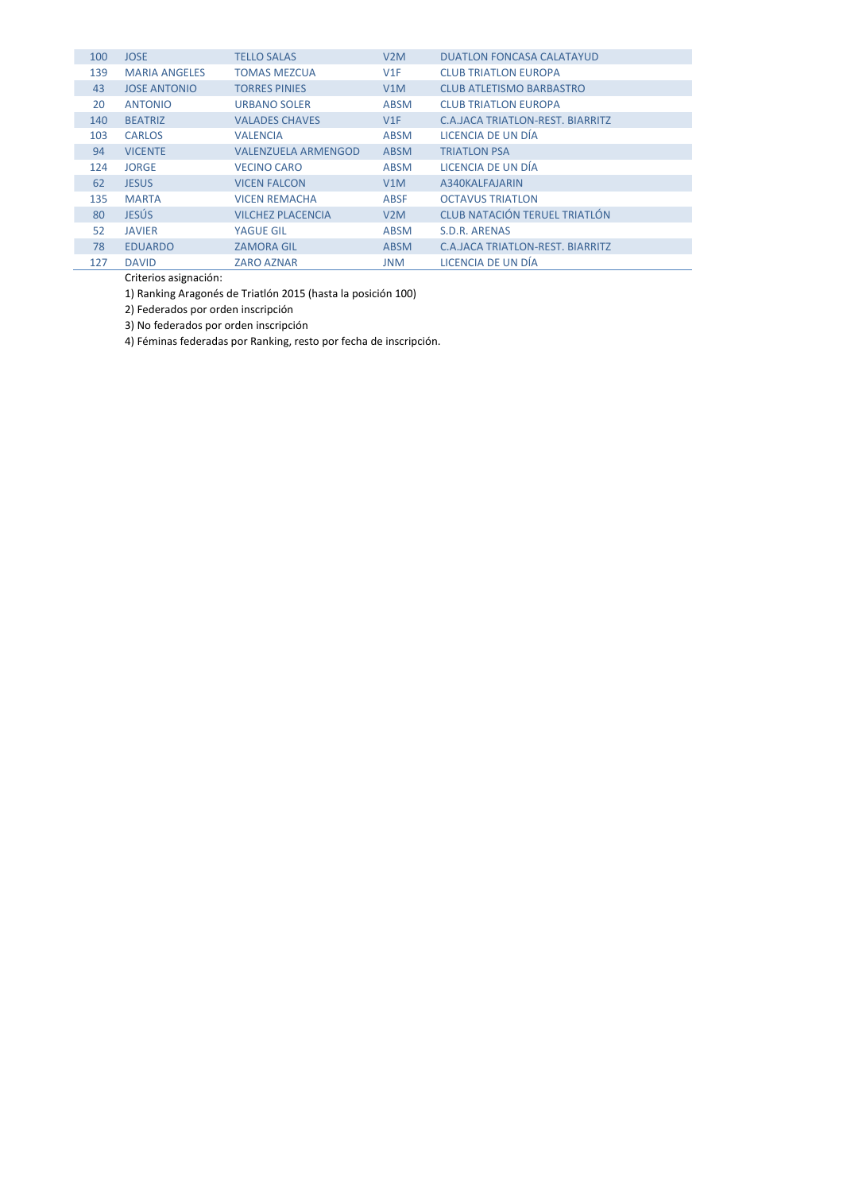| | | | | |
|---|---|---|---|---|
| 100 | JOSE | TELLO SALAS | V2M | DUATLON FONCASA CALATAYUD |
| 139 | MARIA ANGELES | TOMAS MEZCUA | V1F | CLUB TRIATLON EUROPA |
| 43 | JOSE ANTONIO | TORRES PINIES | V1M | CLUB ATLETISMO BARBASTRO |
| 20 | ANTONIO | URBANO SOLER | ABSM | CLUB TRIATLON EUROPA |
| 140 | BEATRIZ | VALADES CHAVES | V1F | C.A.JACA TRIATLON-REST. BIARRITZ |
| 103 | CARLOS | VALENCIA | ABSM | LICENCIA DE UN DÍA |
| 94 | VICENTE | VALENZUELA ARMENGOD | ABSM | TRIATLON PSA |
| 124 | JORGE | VECINO CARO | ABSM | LICENCIA DE UN DÍA |
| 62 | JESUS | VICEN FALCON | V1M | A340KALFAJARIN |
| 135 | MARTA | VICEN REMACHA | ABSF | OCTAVUS TRIATLON |
| 80 | JESÚS | VILCHEZ PLACENCIA | V2M | CLUB NATACIÓN TERUEL TRIATLÓN |
| 52 | JAVIER | YAGUE GIL | ABSM | S.D.R. ARENAS |
| 78 | EDUARDO | ZAMORA GIL | ABSM | C.A.JACA TRIATLON-REST. BIARRITZ |
| 127 | DAVID | ZARO AZNAR | JNM | LICENCIA DE UN DÍA |

Criterios asignación:

1) Ranking Aragonés de Triatlón 2015 (hasta la posición 100)

2) Federados por orden inscripción

3) No federados por orden inscripción

4) Féminas federadas por Ranking, resto por fecha de inscripción.